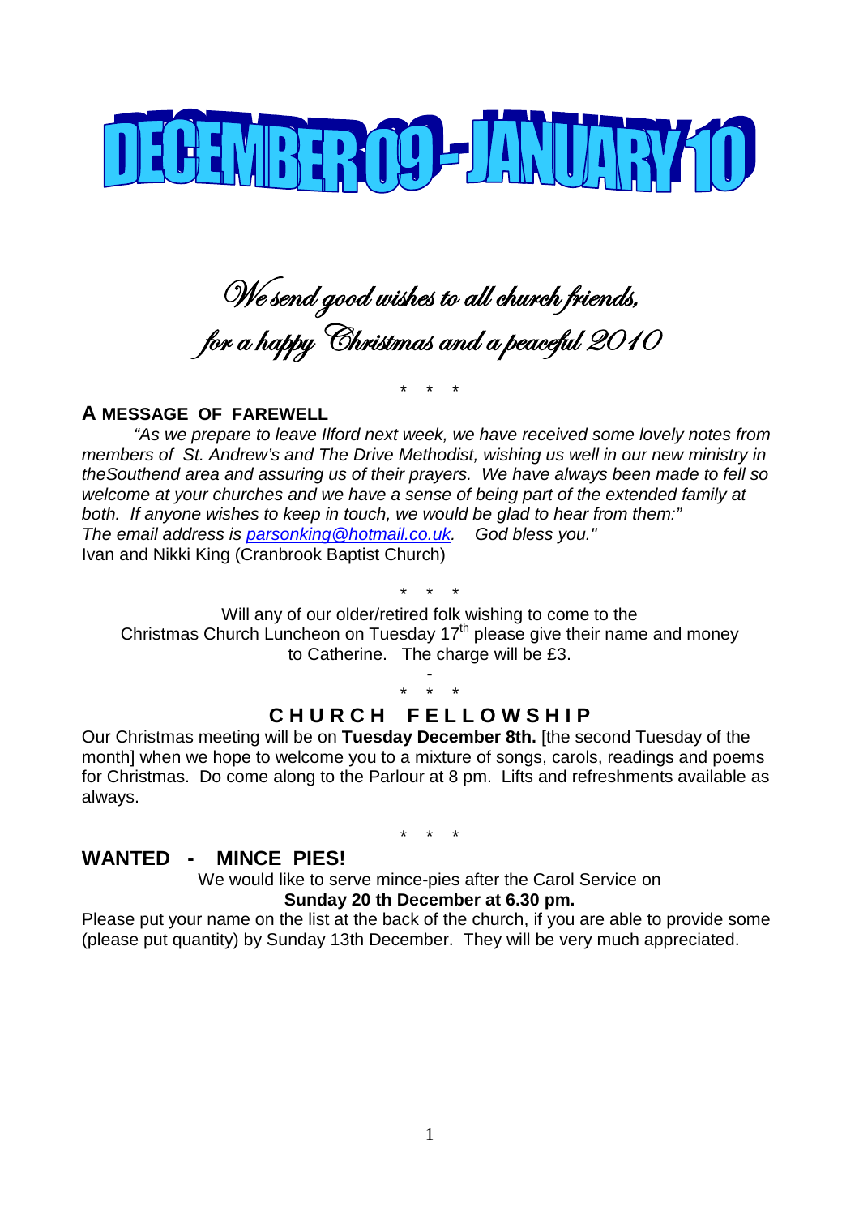# DECEMBER 09 - JANUARY 10

*We send good wishes to all church friends,*
*for a happy Christmas and a peaceful 2010*

\* \* \*

**A MESSAGE OF FAREWELL**

*"As we prepare to leave Ilford next week, we have received some lovely notes from members of St. Andrew's and The Drive Methodist, wishing us well in our new ministry in theSouthend area and assuring us of their prayers. We have always been made to fell so welcome at your churches and we have a sense of being part of the extended family at both. If anyone wishes to keep in touch, we would be glad to hear from them:"*
*The email address is parsonking@hotmail.co.uk. God bless you."*
Ivan and Nikki King (Cranbrook Baptist Church)

\* \* \*

Will any of our older/retired folk wishing to come to the Christmas Church Luncheon on Tuesday 17th please give their name and money to Catherine. The charge will be £3.

-

\* \* \*

## C H U R C H  F E L L O W S H I P

Our Christmas meeting will be on **Tuesday December 8th.** [the second Tuesday of the month] when we hope to welcome you to a mixture of songs, carols, readings and poems for Christmas. Do come along to the Parlour at 8 pm. Lifts and refreshments available as always.

\* \* \*

## WANTED - MINCE PIES!

We would like to serve mince-pies after the Carol Service on
**Sunday 20 th December at 6.30 pm.**

Please put your name on the list at the back of the church, if you are able to provide some (please put quantity) by Sunday 13th December. They will be very much appreciated.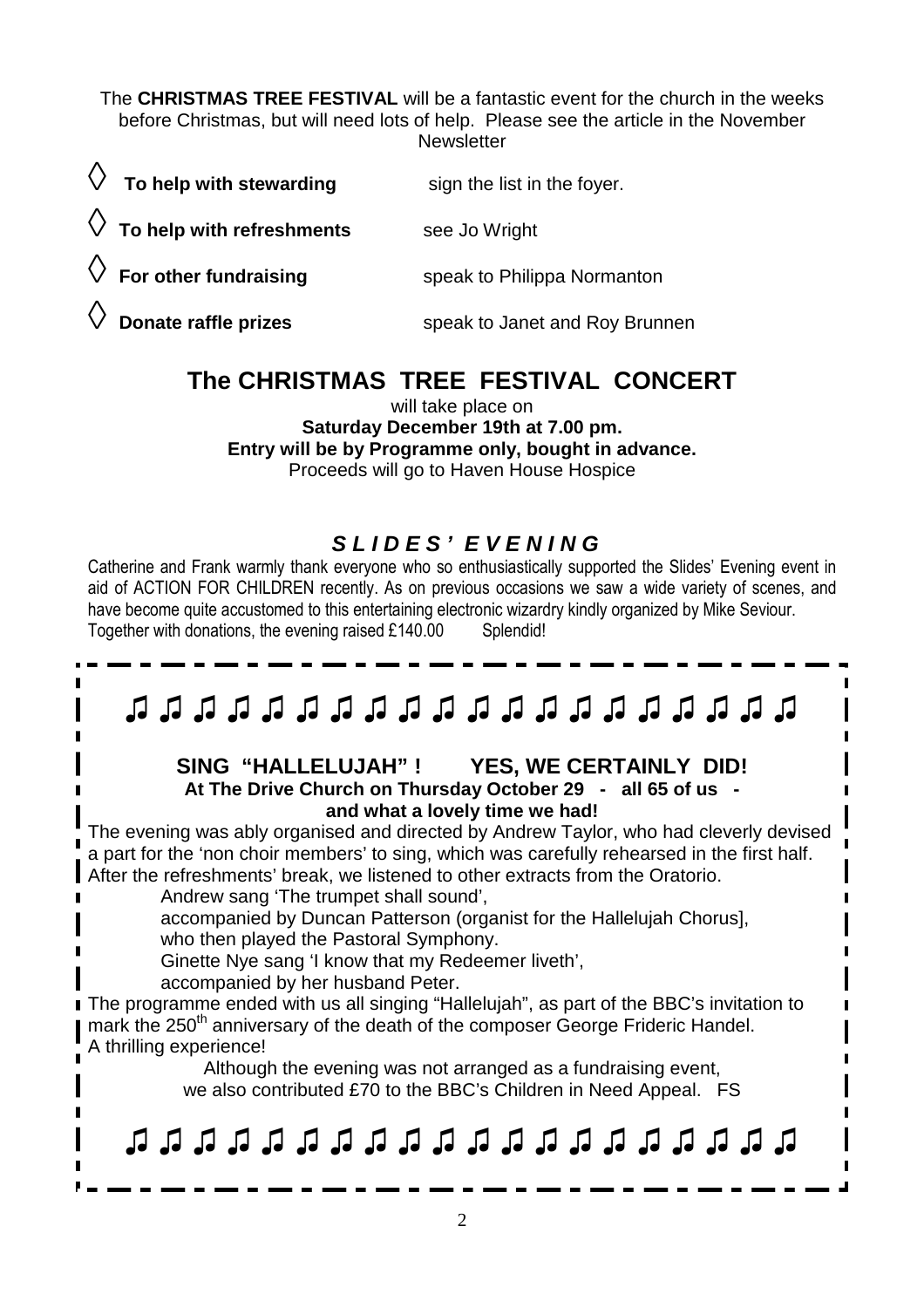The **CHRISTMAS TREE FESTIVAL** will be a fantastic event for the church in the weeks before Christmas, but will need lots of help. Please see the article in the November Newsletter

- ◊ **To help with stewarding** — sign the list in the foyer.
- ◊ **To help with refreshments** — see Jo Wright
- ◊ **For other fundraising** — speak to Philippa Normanton
- ◊ **Donate raffle prizes** — speak to Janet and Roy Brunnen

## The CHRISTMAS TREE FESTIVAL CONCERT

will take place on
**Saturday December 19th at 7.00 pm.**
**Entry will be by Programme only, bought in advance.**
Proceeds will go to Haven House Hospice

### *SLIDES' EVENING*

Catherine and Frank warmly thank everyone who so enthusiastically supported the Slides' Evening event in aid of ACTION FOR CHILDREN recently. As on previous occasions we saw a wide variety of scenes, and have become quite accustomed to this entertaining electronic wizardry kindly organized by Mike Seviour. Together with donations, the evening raised £140.00 Splendid!

---

♫ ♫ ♫ ♫ ♫ ♫ ♫ ♫ ♫ ♫ ♫ ♫ ♫ ♫ ♫ ♫ ♫ ♫ ♫

### SING "HALLELUJAH" ! YES, WE CERTAINLY DID!

**At The Drive Church on Thursday October 29 - all 65 of us - and what a lovely time we had!**

The evening was ably organised and directed by Andrew Taylor, who had cleverly devised a part for the 'non choir members' to sing, which was carefully rehearsed in the first half. After the refreshments' break, we listened to other extracts from the Oratorio.

Andrew sang 'The trumpet shall sound',
accompanied by Duncan Patterson (organist for the Hallelujah Chorus],
who then played the Pastoral Symphony.
Ginette Nye sang 'I know that my Redeemer liveth',
accompanied by her husband Peter.

The programme ended with us all singing "Hallelujah", as part of the BBC's invitation to mark the 250th anniversary of the death of the composer George Frideric Handel. A thrilling experience!

Although the evening was not arranged as a fundraising event,
we also contributed £70 to the BBC's Children in Need Appeal. FS

♫ ♫ ♫ ♫ ♫ ♫ ♫ ♫ ♫ ♫ ♫ ♫ ♫ ♫ ♫ ♫ ♫ ♫ ♫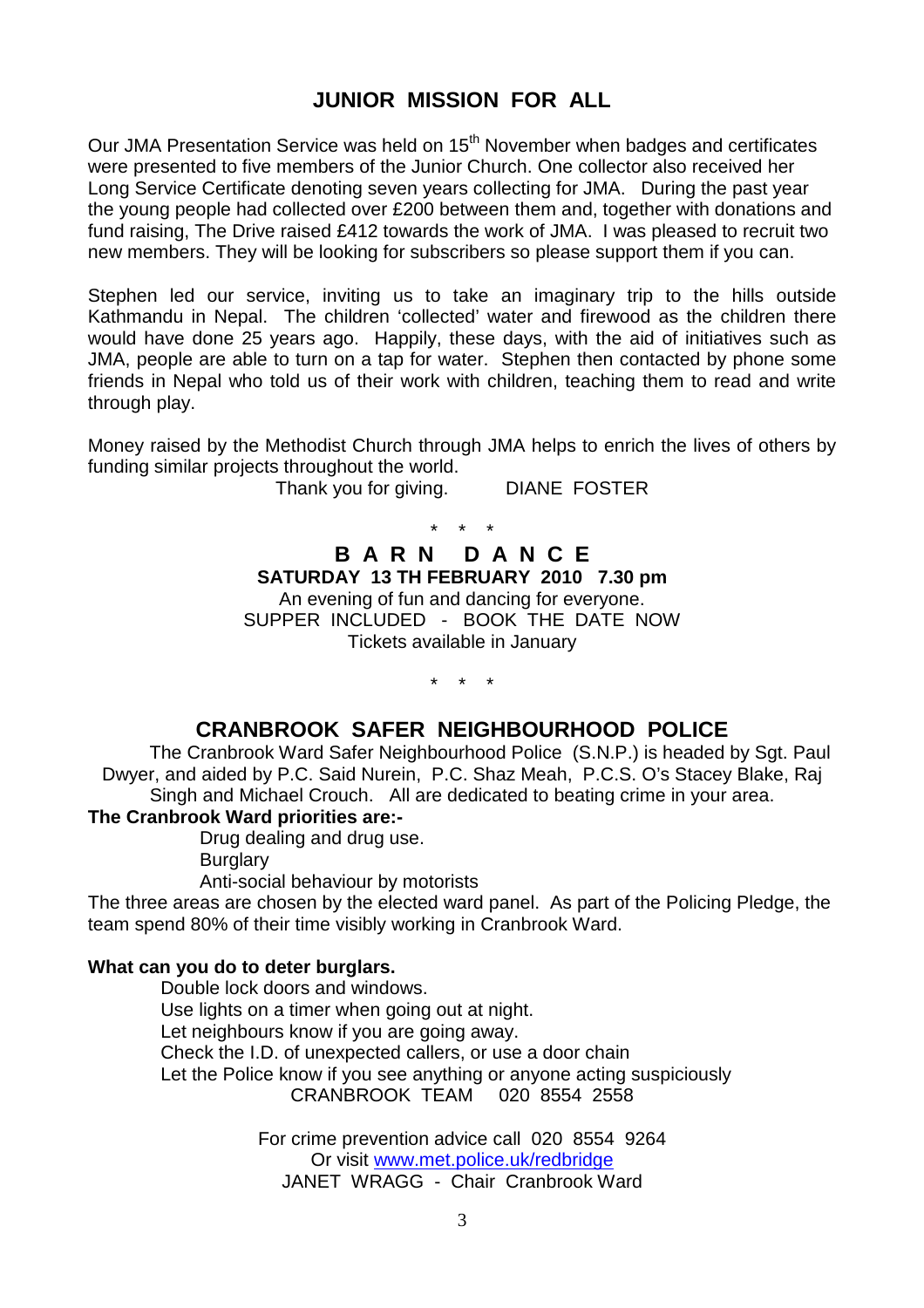## JUNIOR MISSION FOR ALL

Our JMA Presentation Service was held on 15th November when badges and certificates were presented to five members of the Junior Church. One collector also received her Long Service Certificate denoting seven years collecting for JMA. During the past year the young people had collected over £200 between them and, together with donations and fund raising, The Drive raised £412 towards the work of JMA. I was pleased to recruit two new members. They will be looking for subscribers so please support them if you can.

Stephen led our service, inviting us to take an imaginary trip to the hills outside Kathmandu in Nepal. The children 'collected' water and firewood as the children there would have done 25 years ago. Happily, these days, with the aid of initiatives such as JMA, people are able to turn on a tap for water. Stephen then contacted by phone some friends in Nepal who told us of their work with children, teaching them to read and write through play.

Money raised by the Methodist Church through JMA helps to enrich the lives of others by funding similar projects throughout the world.

Thank you for giving. DIANE FOSTER

\* \* \*

## B A R N D A N C E

**SATURDAY 13 TH FEBRUARY 2010 7.30 pm**

An evening of fun and dancing for everyone.
SUPPER INCLUDED - BOOK THE DATE NOW
Tickets available in January

\* \* \*

## CRANBROOK SAFER NEIGHBOURHOOD POLICE

The Cranbrook Ward Safer Neighbourhood Police (S.N.P.) is headed by Sgt. Paul Dwyer, and aided by P.C. Said Nurein, P.C. Shaz Meah, P.C.S. O's Stacey Blake, Raj Singh and Michael Crouch. All are dedicated to beating crime in your area.

**The Cranbrook Ward priorities are:-**

- Drug dealing and drug use.
- Burglary
- Anti-social behaviour by motorists

The three areas are chosen by the elected ward panel. As part of the Policing Pledge, the team spend 80% of their time visibly working in Cranbrook Ward.

**What can you do to deter burglars.**

- Double lock doors and windows.
- Use lights on a timer when going out at night.
- Let neighbours know if you are going away.
- Check the I.D. of unexpected callers, or use a door chain
- Let the Police know if you see anything or anyone acting suspiciously

CRANBROOK TEAM 020 8554 2558

For crime prevention advice call 020 8554 9264
Or visit www.met.police.uk/redbridge
JANET WRAGG - Chair Cranbrook Ward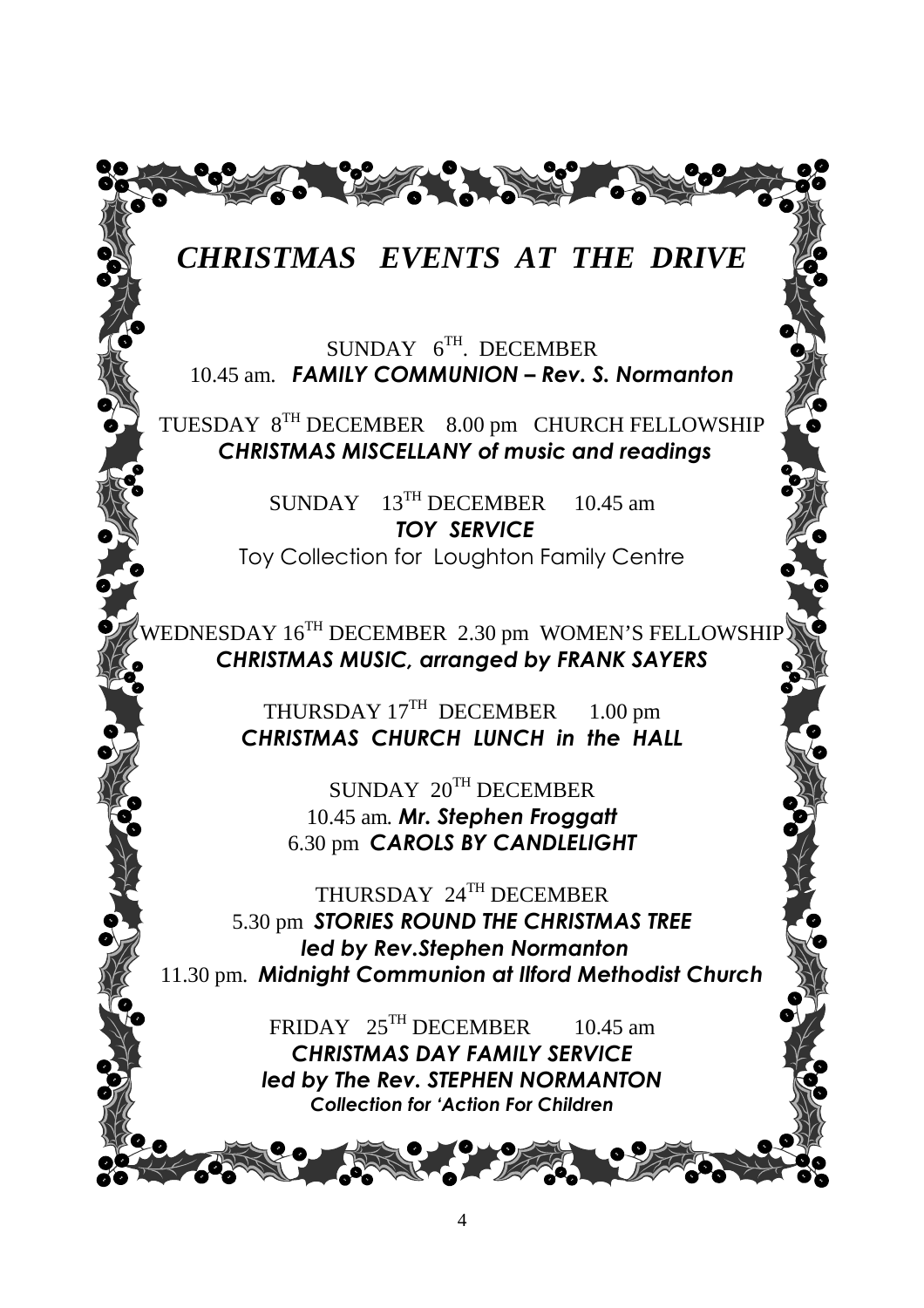# *CHRISTMAS EVENTS AT THE DRIVE*

SUNDAY 6TH. DECEMBER
10.45 am. ***FAMILY COMMUNION – Rev. S. Normanton***

TUESDAY 8TH DECEMBER 8.00 pm CHURCH FELLOWSHIP
***CHRISTMAS MISCELLANY of music and readings***

SUNDAY 13TH DECEMBER 10.45 am
***TOY SERVICE***
Toy Collection for Loughton Family Centre

WEDNESDAY 16TH DECEMBER 2.30 pm WOMEN'S FELLOWSHIP
***CHRISTMAS MUSIC, arranged by FRANK SAYERS***

THURSDAY 17TH DECEMBER 1.00 pm
***CHRISTMAS CHURCH LUNCH in the HALL***

SUNDAY 20TH DECEMBER
10.45 am. ***Mr. Stephen Froggatt***
6.30 pm ***CAROLS BY CANDLELIGHT***

THURSDAY 24TH DECEMBER
5.30 pm ***STORIES ROUND THE CHRISTMAS TREE***
***led by Rev.Stephen Normanton***
11.30 pm. ***Midnight Communion at Ilford Methodist Church***

FRIDAY 25TH DECEMBER 10.45 am
***CHRISTMAS DAY FAMILY SERVICE***
***led by The Rev. STEPHEN NORMANTON***
***Collection for 'Action For Children***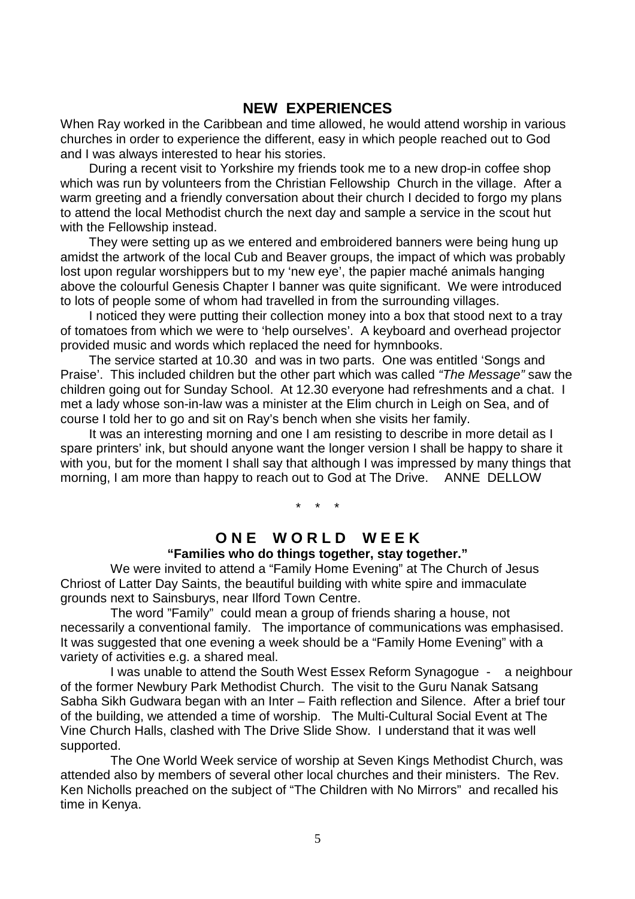## NEW EXPERIENCES

When Ray worked in the Caribbean and time allowed, he would attend worship in various churches in order to experience the different, easy in which people reached out to God and I was always interested to hear his stories.

During a recent visit to Yorkshire my friends took me to a new drop-in coffee shop which was run by volunteers from the Christian Fellowship Church in the village. After a warm greeting and a friendly conversation about their church I decided to forgo my plans to attend the local Methodist church the next day and sample a service in the scout hut with the Fellowship instead.

They were setting up as we entered and embroidered banners were being hung up amidst the artwork of the local Cub and Beaver groups, the impact of which was probably lost upon regular worshippers but to my 'new eye', the papier maché animals hanging above the colourful Genesis Chapter I banner was quite significant. We were introduced to lots of people some of whom had travelled in from the surrounding villages.

I noticed they were putting their collection money into a box that stood next to a tray of tomatoes from which we were to 'help ourselves'. A keyboard and overhead projector provided music and words which replaced the need for hymnbooks.

The service started at 10.30 and was in two parts. One was entitled 'Songs and Praise'. This included children but the other part which was called *"The Message"* saw the children going out for Sunday School. At 12.30 everyone had refreshments and a chat. I met a lady whose son-in-law was a minister at the Elim church in Leigh on Sea, and of course I told her to go and sit on Ray's bench when she visits her family.

It was an interesting morning and one I am resisting to describe in more detail as I spare printers' ink, but should anyone want the longer version I shall be happy to share it with you, but for the moment I shall say that although I was impressed by many things that morning, I am more than happy to reach out to God at The Drive. ANNE DELLOW

\* \* \*

## ONE WORLD WEEK

**"Families who do things together, stay together."**

We were invited to attend a "Family Home Evening" at The Church of Jesus Chriost of Latter Day Saints, the beautiful building with white spire and immaculate grounds next to Sainsburys, near Ilford Town Centre.

The word "Family" could mean a group of friends sharing a house, not necessarily a conventional family. The importance of communications was emphasised. It was suggested that one evening a week should be a "Family Home Evening" with a variety of activities e.g. a shared meal.

I was unable to attend the South West Essex Reform Synagogue - a neighbour of the former Newbury Park Methodist Church. The visit to the Guru Nanak Satsang Sabha Sikh Gudwara began with an Inter – Faith reflection and Silence. After a brief tour of the building, we attended a time of worship. The Multi-Cultural Social Event at The Vine Church Halls, clashed with The Drive Slide Show. I understand that it was well supported.

The One World Week service of worship at Seven Kings Methodist Church, was attended also by members of several other local churches and their ministers. The Rev. Ken Nicholls preached on the subject of "The Children with No Mirrors" and recalled his time in Kenya.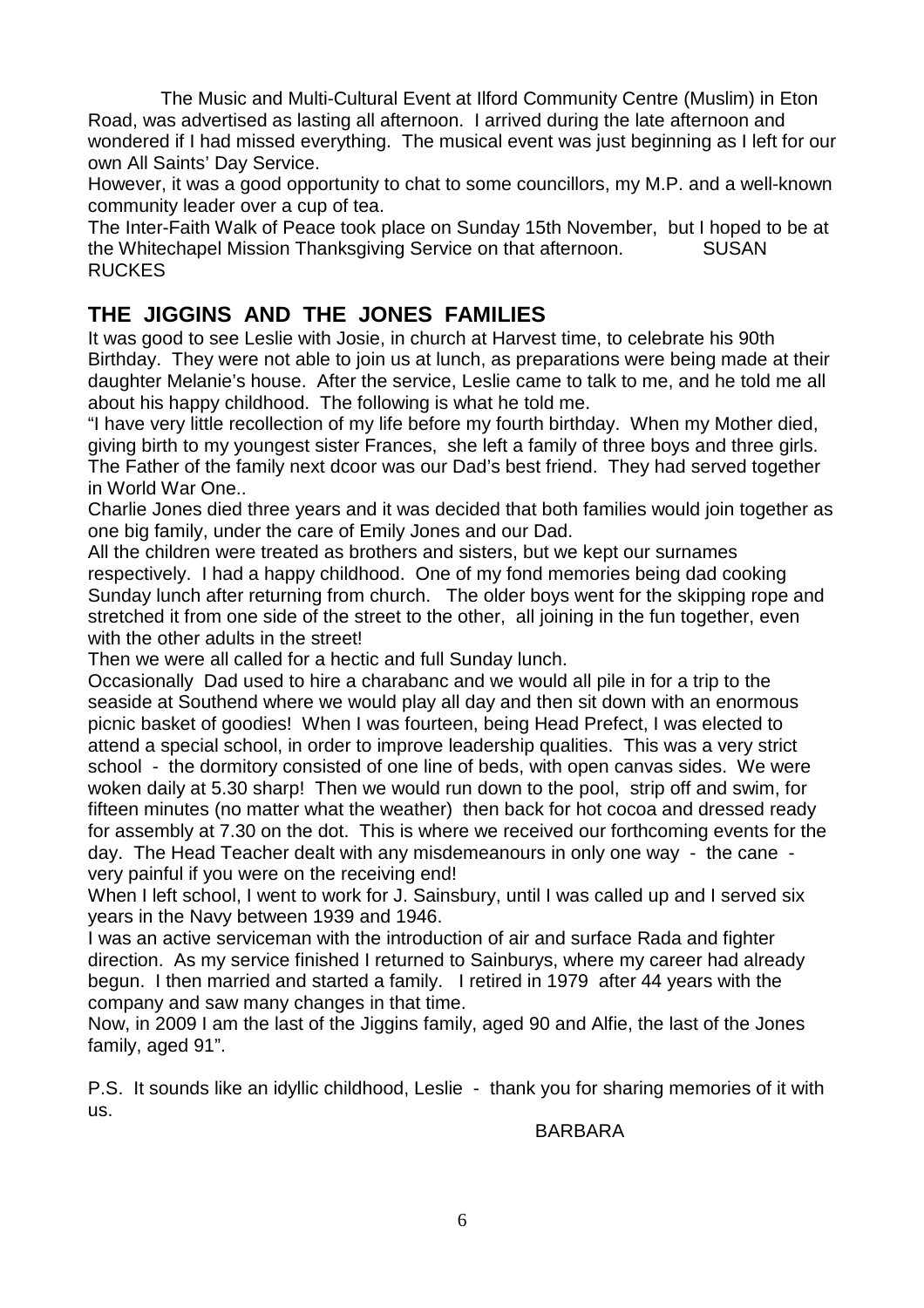The Music and Multi-Cultural Event at Ilford Community Centre (Muslim) in Eton Road, was advertised as lasting all afternoon. I arrived during the late afternoon and wondered if I had missed everything. The musical event was just beginning as I left for our own All Saints' Day Service.

However, it was a good opportunity to chat to some councillors, my M.P. and a well-known community leader over a cup of tea.

The Inter-Faith Walk of Peace took place on Sunday 15th November, but I hoped to be at the Whitechapel Mission Thanksgiving Service on that afternoon. SUSAN RUCKES

## THE JIGGINS AND THE JONES FAMILIES

It was good to see Leslie with Josie, in church at Harvest time, to celebrate his 90th Birthday. They were not able to join us at lunch, as preparations were being made at their daughter Melanie's house. After the service, Leslie came to talk to me, and he told me all about his happy childhood. The following is what he told me.

"I have very little recollection of my life before my fourth birthday. When my Mother died, giving birth to my youngest sister Frances, she left a family of three boys and three girls. The Father of the family next dcoor was our Dad's best friend. They had served together in World War One..

Charlie Jones died three years and it was decided that both families would join together as one big family, under the care of Emily Jones and our Dad.

All the children were treated as brothers and sisters, but we kept our surnames respectively. I had a happy childhood. One of my fond memories being dad cooking Sunday lunch after returning from church. The older boys went for the skipping rope and stretched it from one side of the street to the other, all joining in the fun together, even with the other adults in the street!

Then we were all called for a hectic and full Sunday lunch.

Occasionally Dad used to hire a charabanc and we would all pile in for a trip to the seaside at Southend where we would play all day and then sit down with an enormous picnic basket of goodies! When I was fourteen, being Head Prefect, I was elected to attend a special school, in order to improve leadership qualities. This was a very strict school - the dormitory consisted of one line of beds, with open canvas sides. We were woken daily at 5.30 sharp! Then we would run down to the pool, strip off and swim, for fifteen minutes (no matter what the weather) then back for hot cocoa and dressed ready for assembly at 7.30 on the dot. This is where we received our forthcoming events for the day. The Head Teacher dealt with any misdemeanours in only one way - the cane - very painful if you were on the receiving end!

When I left school, I went to work for J. Sainsbury, until I was called up and I served six years in the Navy between 1939 and 1946.

I was an active serviceman with the introduction of air and surface Rada and fighter direction. As my service finished I returned to Sainburys, where my career had already begun. I then married and started a family. I retired in 1979 after 44 years with the company and saw many changes in that time.

Now, in 2009 I am the last of the Jiggins family, aged 90 and Alfie, the last of the Jones family, aged 91".

P.S. It sounds like an idyllic childhood, Leslie - thank you for sharing memories of it with us.

BARBARA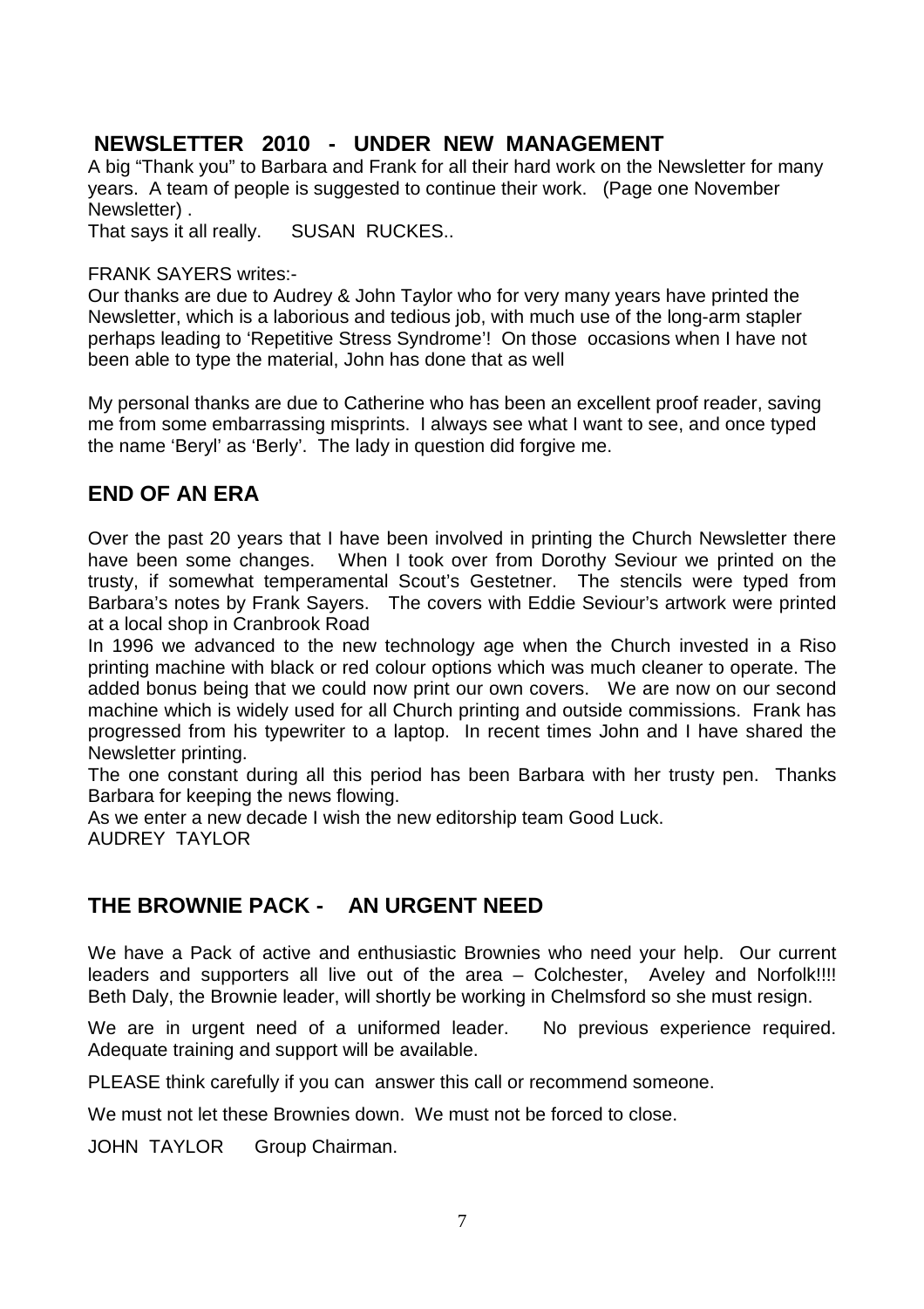## NEWSLETTER 2010 - UNDER NEW MANAGEMENT

A big "Thank you" to Barbara and Frank for all their hard work on the Newsletter for many years. A team of people is suggested to continue their work. (Page one November Newsletter) .

That says it all really. SUSAN RUCKES..

FRANK SAYERS writes:-

Our thanks are due to Audrey & John Taylor who for very many years have printed the Newsletter, which is a laborious and tedious job, with much use of the long-arm stapler perhaps leading to 'Repetitive Stress Syndrome'! On those occasions when I have not been able to type the material, John has done that as well

My personal thanks are due to Catherine who has been an excellent proof reader, saving me from some embarrassing misprints. I always see what I want to see, and once typed the name 'Beryl' as 'Berly'. The lady in question did forgive me.

## END OF AN ERA

Over the past 20 years that I have been involved in printing the Church Newsletter there have been some changes. When I took over from Dorothy Seviour we printed on the trusty, if somewhat temperamental Scout's Gestetner. The stencils were typed from Barbara's notes by Frank Sayers. The covers with Eddie Seviour's artwork were printed at a local shop in Cranbrook Road

In 1996 we advanced to the new technology age when the Church invested in a Riso printing machine with black or red colour options which was much cleaner to operate. The added bonus being that we could now print our own covers. We are now on our second machine which is widely used for all Church printing and outside commissions. Frank has progressed from his typewriter to a laptop. In recent times John and I have shared the Newsletter printing.

The one constant during all this period has been Barbara with her trusty pen. Thanks Barbara for keeping the news flowing.

As we enter a new decade I wish the new editorship team Good Luck.

AUDREY TAYLOR

## THE BROWNIE PACK - AN URGENT NEED

We have a Pack of active and enthusiastic Brownies who need your help. Our current leaders and supporters all live out of the area – Colchester, Aveley and Norfolk!!!! Beth Daly, the Brownie leader, will shortly be working in Chelmsford so she must resign.

We are in urgent need of a uniformed leader. No previous experience required. Adequate training and support will be available.

PLEASE think carefully if you can answer this call or recommend someone.

We must not let these Brownies down. We must not be forced to close.

JOHN TAYLOR Group Chairman.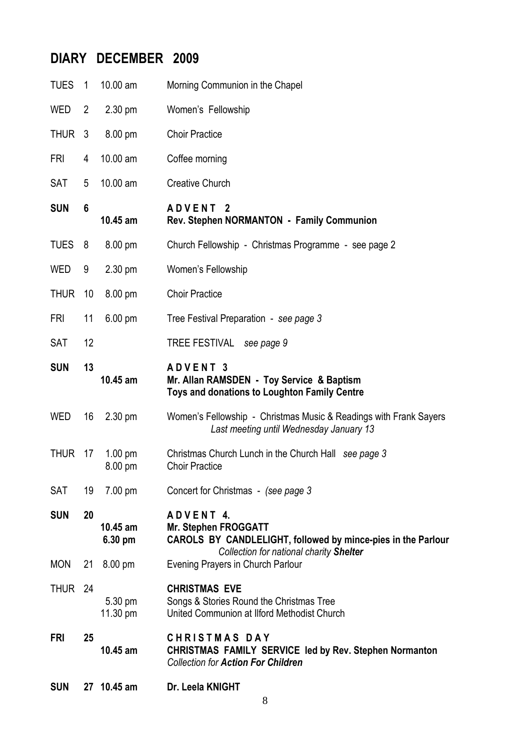## DIARY DECEMBER 2009

| | | | |
|---|---|---|---|
| TUES | 1 | 10.00 am | Morning Communion in the Chapel |
| WED | 2 | 2.30 pm | Women's Fellowship |
| THUR | 3 | 8.00 pm | Choir Practice |
| FRI | 4 | 10.00 am | Coffee morning |
| SAT | 5 | 10.00 am | Creative Church |
| **SUN** | **6** | | **ADVENT 2** |
| | | **10.45 am** | **Rev. Stephen NORMANTON - Family Communion** |
| TUES | 8 | 8.00 pm | Church Fellowship - Christmas Programme - see page 2 |
| WED | 9 | 2.30 pm | Women's Fellowship |
| THUR | 10 | 8.00 pm | Choir Practice |
| FRI | 11 | 6.00 pm | Tree Festival Preparation - *see page 3* |
| SAT | 12 | | TREE FESTIVAL *see page 9* |
| **SUN** | **13** | | **ADVENT 3** |
| | | **10.45 am** | **Mr. Allan RAMSDEN - Toy Service & Baptism** |
| | | | **Toys and donations to Loughton Family Centre** |
| WED | 16 | 2.30 pm | Women's Fellowship - Christmas Music & Readings with Frank Sayers *Last meeting until Wednesday January 13* |
| THUR | 17 | 1.00 pm | Christmas Church Lunch in the Church Hall *see page 3* |
| | | 8.00 pm | Choir Practice |
| SAT | 19 | 7.00 pm | Concert for Christmas - *(see page 3* |
| **SUN** | **20** | | **ADVENT 4.** |
| | | **10.45 am** | **Mr. Stephen FROGGATT** |
| | | **6.30 pm** | **CAROLS BY CANDLELIGHT, followed by mince-pies in the Parlour** *Collection for national charity **Shelter*** |
| MON | 21 | 8.00 pm | Evening Prayers in Church Parlour |
| THUR | 24 | | **CHRISTMAS EVE** |
| | | 5.30 pm | Songs & Stories Round the Christmas Tree |
| | | 11.30 pm | United Communion at Ilford Methodist Church |
| **FRI** | **25** | | **CHRISTMAS DAY** |
| | | **10.45 am** | **CHRISTMAS FAMILY SERVICE led by Rev. Stephen Normanton** *Collection for **Action For Children*** |
| **SUN** | **27** | **10.45 am** | **Dr. Leela KNIGHT** |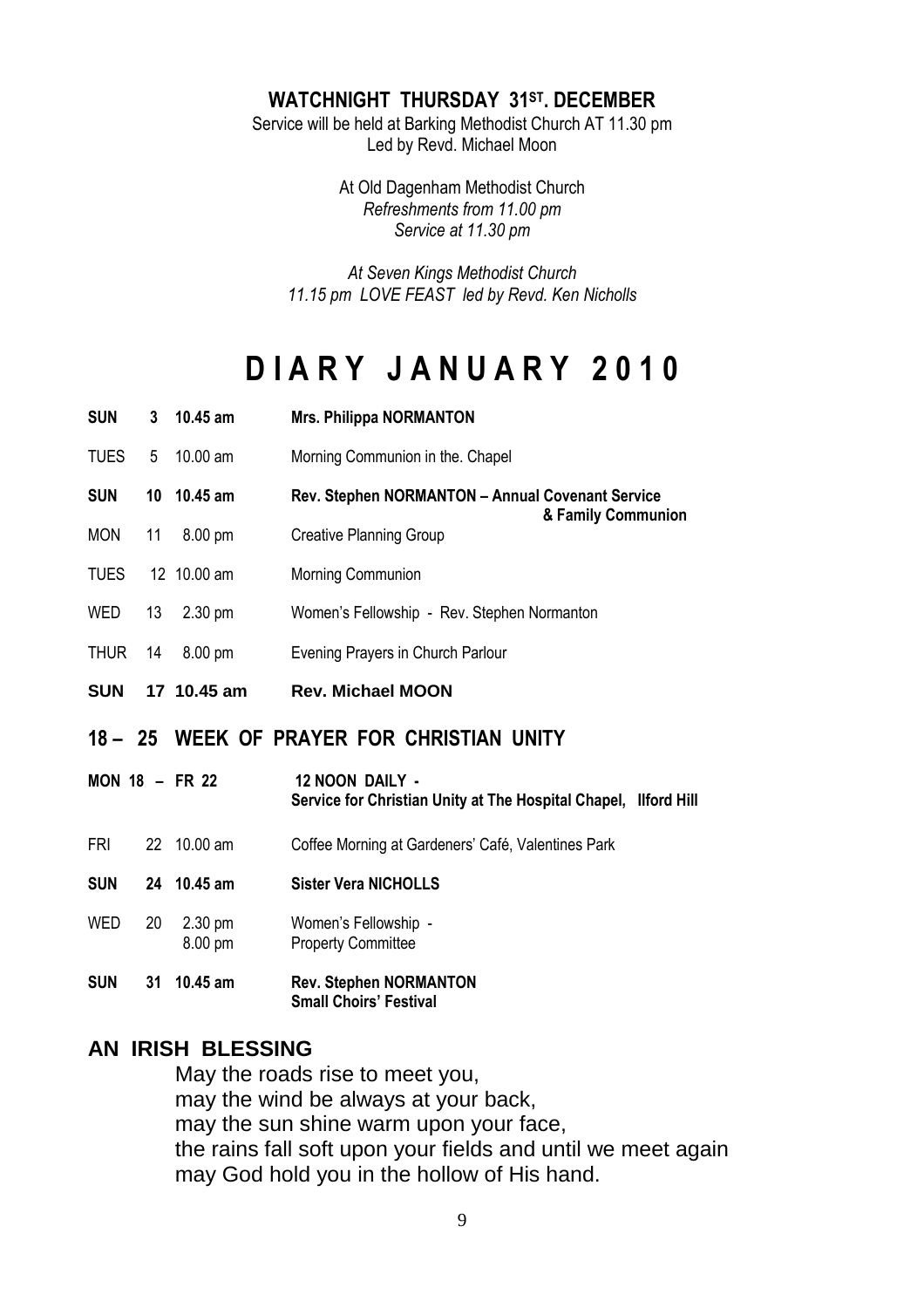**WATCHNIGHT THURSDAY 31ST. DECEMBER**

Service will be held at Barking Methodist Church AT 11.30 pm
Led by Revd. Michael Moon

At Old Dagenham Methodist Church
*Refreshments from 11.00 pm*
*Service at 11.30 pm*

*At Seven Kings Methodist Church*
*11.15 pm LOVE FEAST led by Revd. Ken Nicholls*

# DIARY JANUARY 2010

| | | | |
|---|---|---|---|
| **SUN** | **3** | **10.45 am** | **Mrs. Philippa NORMANTON** |
| TUES | 5 | 10.00 am | Morning Communion in the. Chapel |
| **SUN** | **10** | **10.45 am** | **Rev. Stephen NORMANTON – Annual Covenant Service & Family Communion** |
| MON | 11 | 8.00 pm | Creative Planning Group |
| TUES | 12 | 10.00 am | Morning Communion |
| WED | 13 | 2.30 pm | Women's Fellowship - Rev. Stephen Normanton |
| THUR | 14 | 8.00 pm | Evening Prayers in Church Parlour |
| **SUN** | **17** | **10.45 am** | **Rev. Michael MOON** |

## 18 – 25 WEEK OF PRAYER FOR CHRISTIAN UNITY

| | | | |
|---|---|---|---|
| **MON 18 – FR 22** | | | **12 NOON DAILY - Service for Christian Unity at The Hospital Chapel, Ilford Hill** |
| FRI | 22 | 10.00 am | Coffee Morning at Gardeners' Café, Valentines Park |
| **SUN** | **24** | **10.45 am** | **Sister Vera NICHOLLS** |
| WED | 20 | 2.30 pm<br>8.00 pm | Women's Fellowship -<br>Property Committee |
| **SUN** | **31** | **10.45 am** | **Rev. Stephen NORMANTON**<br>**Small Choirs' Festival** |

## AN IRISH BLESSING

May the roads rise to meet you,
may the wind be always at your back,
may the sun shine warm upon your face,
the rains fall soft upon your fields and until we meet again
may God hold you in the hollow of His hand.